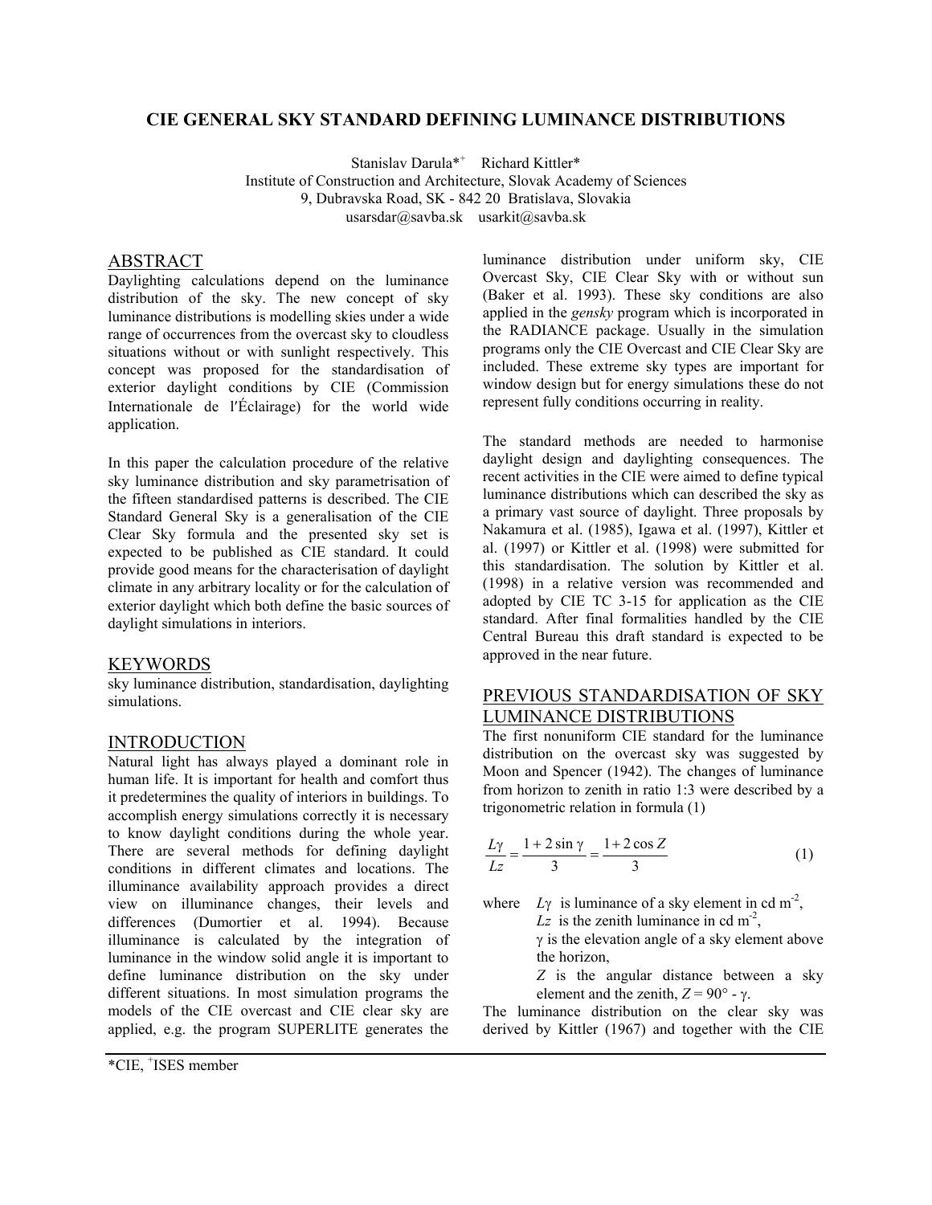# CIE GENERAL SKY STANDARD DEFINING LUMINANCE DISTRIBUTIONS

Stanislav Darula*+ Richard Kittler*
Institute of Construction and Architecture, Slovak Academy of Sciences
9, Dubravska Road, SK - 842 20 Bratislava, Slovakia
usarsdar@savba.sk usarkit@savba.sk

## ABSTRACT

Daylighting calculations depend on the luminance distribution of the sky. The new concept of sky luminance distributions is modelling skies under a wide range of occurrences from the overcast sky to cloudless situations without or with sunlight respectively. This concept was proposed for the standardisation of exterior daylight conditions by CIE (Commission Internationale de l'Éclairage) for the world wide application.

In this paper the calculation procedure of the relative sky luminance distribution and sky parametrisation of the fifteen standardised patterns is described. The CIE Standard General Sky is a generalisation of the CIE Clear Sky formula and the presented sky set is expected to be published as CIE standard. It could provide good means for the characterisation of daylight climate in any arbitrary locality or for the calculation of exterior daylight which both define the basic sources of daylight simulations in interiors.

## KEYWORDS

sky luminance distribution, standardisation, daylighting simulations.

## INTRODUCTION

Natural light has always played a dominant role in human life. It is important for health and comfort thus it predetermines the quality of interiors in buildings. To accomplish energy simulations correctly it is necessary to know daylight conditions during the whole year. There are several methods for defining daylight conditions in different climates and locations. The illuminance availability approach provides a direct view on illuminance changes, their levels and differences (Dumortier et al. 1994). Because illuminance is calculated by the integration of luminance in the window solid angle it is important to define luminance distribution on the sky under different situations. In most simulation programs the models of the CIE overcast and CIE clear sky are applied, e.g. the program SUPERLITE generates the luminance distribution under uniform sky, CIE Overcast Sky, CIE Clear Sky with or without sun (Baker et al. 1993). These sky conditions are also applied in the *gensky* program which is incorporated in the RADIANCE package. Usually in the simulation programs only the CIE Overcast and CIE Clear Sky are included. These extreme sky types are important for window design but for energy simulations these do not represent fully conditions occurring in reality.

The standard methods are needed to harmonise daylight design and daylighting consequences. The recent activities in the CIE were aimed to define typical luminance distributions which can described the sky as a primary vast source of daylight. Three proposals by Nakamura et al. (1985), Igawa et al. (1997), Kittler et al. (1997) or Kittler et al. (1998) were submitted for this standardisation. The solution by Kittler et al. (1998) in a relative version was recommended and adopted by CIE TC 3-15 for application as the CIE standard. After final formalities handled by the CIE Central Bureau this draft standard is expected to be approved in the near future.

## PREVIOUS STANDARDISATION OF SKY LUMINANCE DISTRIBUTIONS

The first nonuniform CIE standard for the luminance distribution on the overcast sky was suggested by Moon and Spencer (1942). The changes of luminance from horizon to zenith in ratio 1:3 were described by a trigonometric relation in formula (1)

$$\frac{L\gamma}{Lz} = \frac{1 + 2\sin\gamma}{3} = \frac{1 + 2\cos Z}{3} \tag{1}$$

where $L\gamma$ is luminance of a sky element in cd m$^{-2}$,
$Lz$ is the zenith luminance in cd m$^{-2}$,
$\gamma$ is the elevation angle of a sky element above the horizon,
$Z$ is the angular distance between a sky element and the zenith, $Z = 90° - \gamma$.

The luminance distribution on the clear sky was derived by Kittler (1967) and together with the CIE

---

*CIE, +ISES member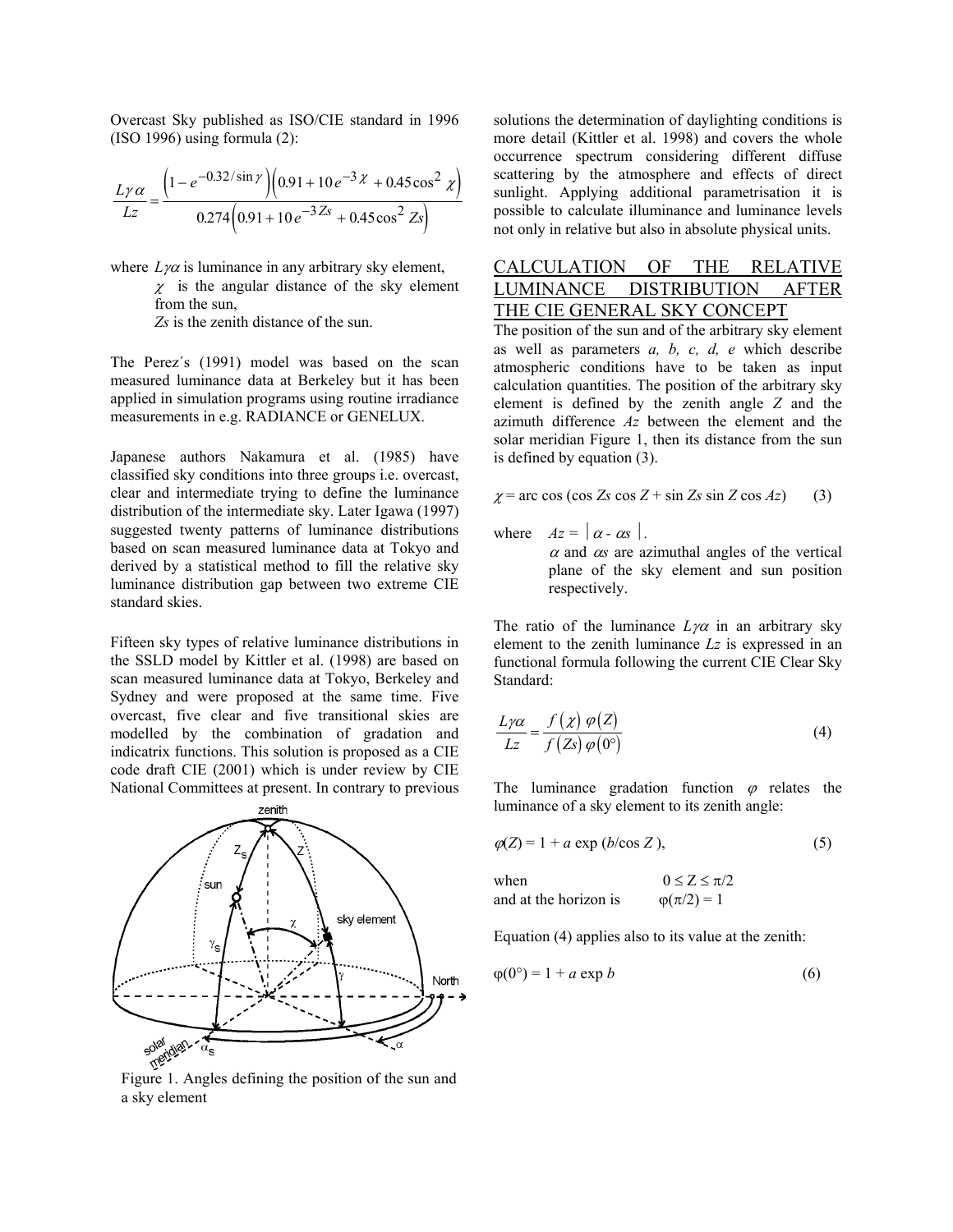Overcast Sky published as ISO/CIE standard in 1996 (ISO 1996) using formula (2):

$$\frac{L\gamma\,\alpha}{Lz} = \frac{\left(1 - e^{-0.32/\sin\gamma}\right)\left(0.91 + 10\,e^{-3\,\chi} + 0.45\cos^2\,\chi\right)}{0.274\left(0.91 + 10\,e^{-3\,Zs} + 0.45\cos^2\,Zs\right)}$$

where $L\gamma\alpha$ is luminance in any arbitrary sky element,
$\chi$ is the angular distance of the sky element from the sun,
$Zs$ is the zenith distance of the sun.

The Perez´s (1991) model was based on the scan measured luminance data at Berkeley but it has been applied in simulation programs using routine irradiance measurements in e.g. RADIANCE or GENELUX.

Japanese authors Nakamura et al. (1985) have classified sky conditions into three groups i.e. overcast, clear and intermediate trying to define the luminance distribution of the intermediate sky. Later Igawa (1997) suggested twenty patterns of luminance distributions based on scan measured luminance data at Tokyo and derived by a statistical method to fill the relative sky luminance distribution gap between two extreme CIE standard skies.

Fifteen sky types of relative luminance distributions in the SSLD model by Kittler et al. (1998) are based on scan measured luminance data at Tokyo, Berkeley and Sydney and were proposed at the same time. Five overcast, five clear and five transitional skies are modelled by the combination of gradation and indicatrix functions. This solution is proposed as a CIE code draft CIE (2001) which is under review by CIE National Committees at present. In contrary to previous solutions the determination of daylighting conditions is more detail (Kittler et al. 1998) and covers the whole occurrence spectrum considering different diffuse scattering by the atmosphere and effects of direct sunlight. Applying additional parametrisation it is possible to calculate illuminance and luminance levels not only in relative but also in absolute physical units.

Figure 1. Angles defining the position of the sun and a sky element

## CALCULATION OF THE RELATIVE LUMINANCE DISTRIBUTION AFTER THE CIE GENERAL SKY CONCEPT

The position of the sun and of the arbitrary sky element as well as parameters *a, b, c, d, e* which describe atmospheric conditions have to be taken as input calculation quantities. The position of the arbitrary sky element is defined by the zenith angle $Z$ and the azimuth difference $Az$ between the element and the solar meridian Figure 1, then its distance from the sun is defined by equation (3).

$$\chi = \arccos\,(\cos Zs \cos Z + \sin Zs \sin Z \cos Az) \qquad (3)$$

where $Az = |\,\alpha - \alpha s\,|$.
$\alpha$ and $\alpha s$ are azimuthal angles of the vertical plane of the sky element and sun position respectively.

The ratio of the luminance $L\gamma\alpha$ in an arbitrary sky element to the zenith luminance $Lz$ is expressed in an functional formula following the current CIE Clear Sky Standard:

$$\frac{L\gamma\alpha}{Lz} = \frac{f\left(\chi\right)\,\varphi\left(Z\right)}{f\left(Zs\right)\,\varphi\left(0°\right)} \qquad (4)$$

The luminance gradation function $\varphi$ relates the luminance of a sky element to its zenith angle:

$$\varphi(Z) = 1 + a \exp\,(b/\cos Z\,), \qquad (5)$$

when $0 \leq Z \leq \pi/2$
and at the horizon is $\varphi(\pi/2) = 1$

Equation (4) applies also to its value at the zenith:

$$\varphi(0°) = 1 + a \exp b \qquad (6)$$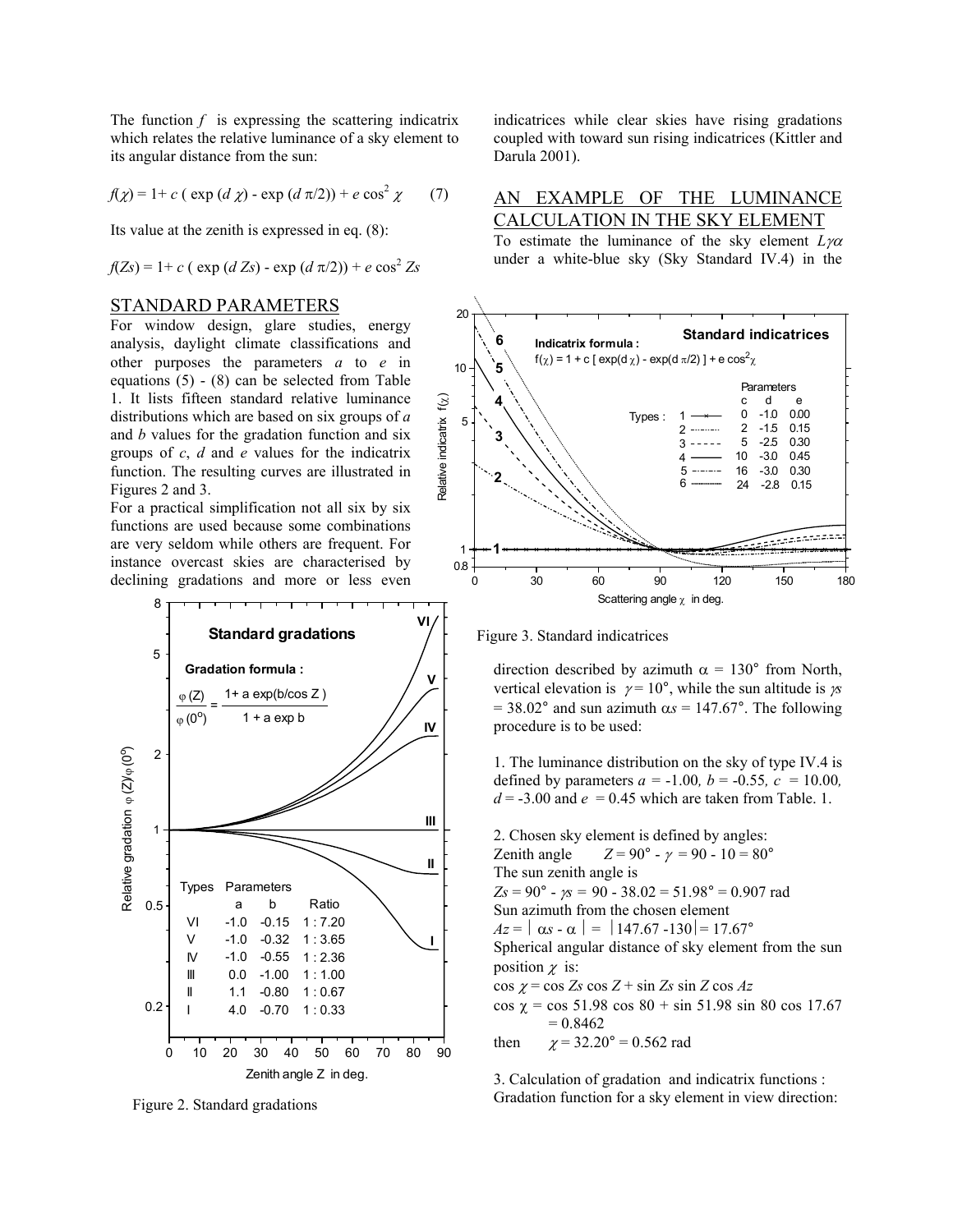The function $f$ is expressing the scattering indicatrix which relates the relative luminance of a sky element to its angular distance from the sun:

$$f(\chi) = 1 + c\,(\exp(d\,\chi) - \exp(d\,\pi/2)) + e\cos^2\chi \qquad (7)$$

Its value at the zenith is expressed in eq. (8):

$$f(Zs) = 1 + c\,(\exp(d\,Zs) - \exp(d\,\pi/2)) + e\cos^2 Zs$$

## STANDARD PARAMETERS

For window design, glare studies, energy analysis, daylight climate classifications and other purposes the parameters $a$ to $e$ in equations (5) - (8) can be selected from Table 1. It lists fifteen standard relative luminance distributions which are based on six groups of $a$ and $b$ values for the gradation function and six groups of $c$, $d$ and $e$ values for the indicatrix function. The resulting curves are illustrated in Figures 2 and 3.

For a practical simplification not all six by six functions are used because some combinations are very seldom while others are frequent. For instance overcast skies are characterised by declining gradations and more or less even indicatrices while clear skies have rising gradations coupled with toward sun rising indicatrices (Kittler and Darula 2001).

Figure 2. Standard gradations

Figure 3. Standard indicatrices

## AN EXAMPLE OF THE LUMINANCE CALCULATION IN THE SKY ELEMENT

To estimate the luminance of the sky element $L\gamma\alpha$ under a white-blue sky (Sky Standard IV.4) in the direction described by azimuth $\alpha = 130°$ from North, vertical elevation is $\gamma = 10°$, while the sun altitude is $\gamma s = 38.02°$ and sun azimuth $\alpha s = 147.67°$. The following procedure is to be used:

1. The luminance distribution on the sky of type IV.4 is defined by parameters $a = -1.00$, $b = -0.55$, $c = 10.00$, $d = -3.00$ and $e = 0.45$ which are taken from Table. 1.

2. Chosen sky element is defined by angles:
Zenith angle $\quad Z = 90° - \gamma = 90 - 10 = 80°$
The sun zenith angle is
$Zs = 90° - \gamma s = 90 - 38.02 = 51.98° = 0.907$ rad
Sun azimuth from the chosen element
$Az = |\alpha s - \alpha| = |147.67 - 130| = 17.67°$
Spherical angular distance of sky element from the sun position $\chi$ is:
$\cos\chi = \cos Zs \cos Z + \sin Zs \sin Z \cos Az$
$\cos\chi = \cos 51.98 \cos 80 + \sin 51.98 \sin 80 \cos 17.67 = 0.8462$
then $\quad \chi = 32.20° = 0.562$ rad

3. Calculation of gradation and indicatrix functions :
Gradation function for a sky element in view direction: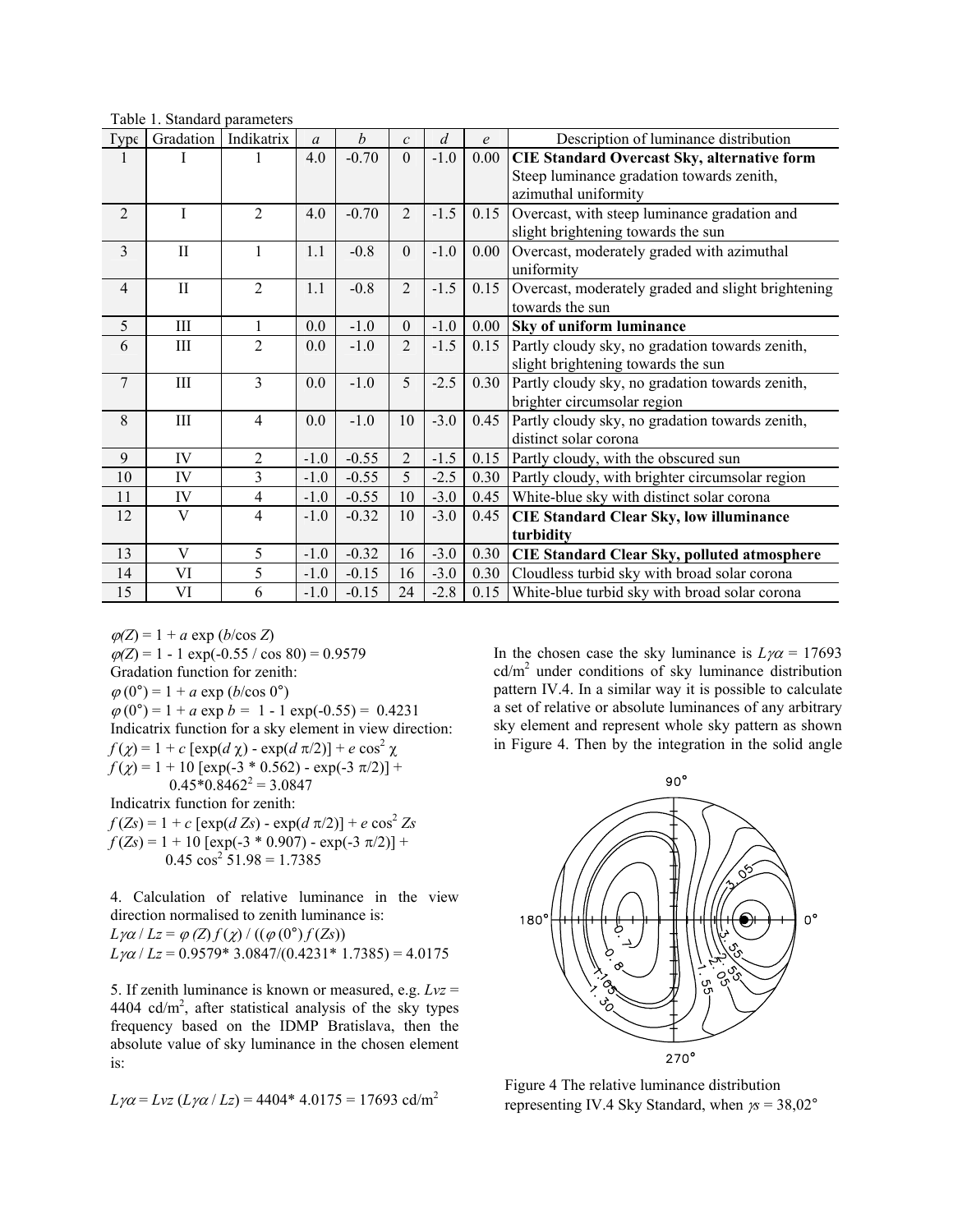Table 1. Standard parameters

| Type | Gradation | Indikatrix | $a$ | $b$ | $c$ | $d$ | $e$ | Description of luminance distribution |
|---|---|---|---|---|---|---|---|---|
| 1 | I | 1 | 4.0 | -0.70 | 0 | -1.0 | 0.00 | **CIE Standard Overcast Sky, alternative form** Steep luminance gradation towards zenith, azimuthal uniformity |
| 2 | I | 2 | 4.0 | -0.70 | 2 | -1.5 | 0.15 | Overcast, with steep luminance gradation and slight brightening towards the sun |
| 3 | II | 1 | 1.1 | -0.8 | 0 | -1.0 | 0.00 | Overcast, moderately graded with azimuthal uniformity |
| 4 | II | 2 | 1.1 | -0.8 | 2 | -1.5 | 0.15 | Overcast, moderately graded and slight brightening towards the sun |
| 5 | III | 1 | 0.0 | -1.0 | 0 | -1.0 | 0.00 | **Sky of uniform luminance** |
| 6 | III | 2 | 0.0 | -1.0 | 2 | -1.5 | 0.15 | Partly cloudy sky, no gradation towards zenith, slight brightening towards the sun |
| 7 | III | 3 | 0.0 | -1.0 | 5 | -2.5 | 0.30 | Partly cloudy sky, no gradation towards zenith, brighter circumsolar region |
| 8 | III | 4 | 0.0 | -1.0 | 10 | -3.0 | 0.45 | Partly cloudy sky, no gradation towards zenith, distinct solar corona |
| 9 | IV | 2 | -1.0 | -0.55 | 2 | -1.5 | 0.15 | Partly cloudy, with the obscured sun |
| 10 | IV | 3 | -1.0 | -0.55 | 5 | -2.5 | 0.30 | Partly cloudy, with brighter circumsolar region |
| 11 | IV | 4 | -1.0 | -0.55 | 10 | -3.0 | 0.45 | White-blue sky with distinct solar corona |
| 12 | V | 4 | -1.0 | -0.32 | 10 | -3.0 | 0.45 | **CIE Standard Clear Sky, low illuminance turbidity** |
| 13 | V | 5 | -1.0 | -0.32 | 16 | -3.0 | 0.30 | **CIE Standard Clear Sky, polluted atmosphere** |
| 14 | VI | 5 | -1.0 | -0.15 | 16 | -3.0 | 0.30 | Cloudless turbid sky with broad solar corona |
| 15 | VI | 6 | -1.0 | -0.15 | 24 | -2.8 | 0.15 | White-blue turbid sky with broad solar corona |

$\varphi(Z) = 1 + a \exp(b/\cos Z)$

$\varphi(Z) = 1 - 1 \exp(-0.55 / \cos 80) = 0.9579$

Gradation function for zenith:

$\varphi(0°) = 1 + a \exp(b/\cos 0°)$

$\varphi(0°) = 1 + a \exp b = 1 - 1 \exp(-0.55) = 0.4231$

Indicatrix function for a sky element in view direction:

$f(\chi) = 1 + c\,[\exp(d\,\chi) - \exp(d\,\pi/2)] + e \cos^2 \chi$

$f(\chi) = 1 + 10\,[\exp(-3 * 0.562) - \exp(-3\,\pi/2)] + 0.45*0.8462^2 = 3.0847$

Indicatrix function for zenith:

$f(Zs) = 1 + c\,[\exp(d\,Zs) - \exp(d\,\pi/2)] + e \cos^2 Zs$

$f(Zs) = 1 + 10\,[\exp(-3 * 0.907) - \exp(-3\,\pi/2)] + 0.45 \cos^2 51.98 = 1.7385$

4. Calculation of relative luminance in the view direction normalised to zenith luminance is:

$L\gamma\alpha / Lz = \varphi(Z)\, f(\chi) / ((\varphi(0°)\, f(Zs))$

$L\gamma\alpha / Lz = 0.9579 * 3.0847/(0.4231 * 1.7385) = 4.0175$

5. If zenith luminance is known or measured, e.g. $Lvz$ = 4404 cd/m$^2$, after statistical analysis of the sky types frequency based on the IDMP Bratislava, then the absolute value of sky luminance in the chosen element is:

$L\gamma\alpha = Lvz\,(L\gamma\alpha / Lz) = 4404 * 4.0175 = 17693$ cd/m$^2$

In the chosen case the sky luminance is $L\gamma\alpha$ = 17693 cd/m$^2$ under conditions of sky luminance distribution pattern IV.4. In a similar way it is possible to calculate a set of relative or absolute luminances of any arbitrary sky element and represent whole sky pattern as shown in Figure 4. Then by the integration in the solid angle

Figure 4 The relative luminance distribution representing IV.4 Sky Standard, when $\gamma s = 38{,}02°$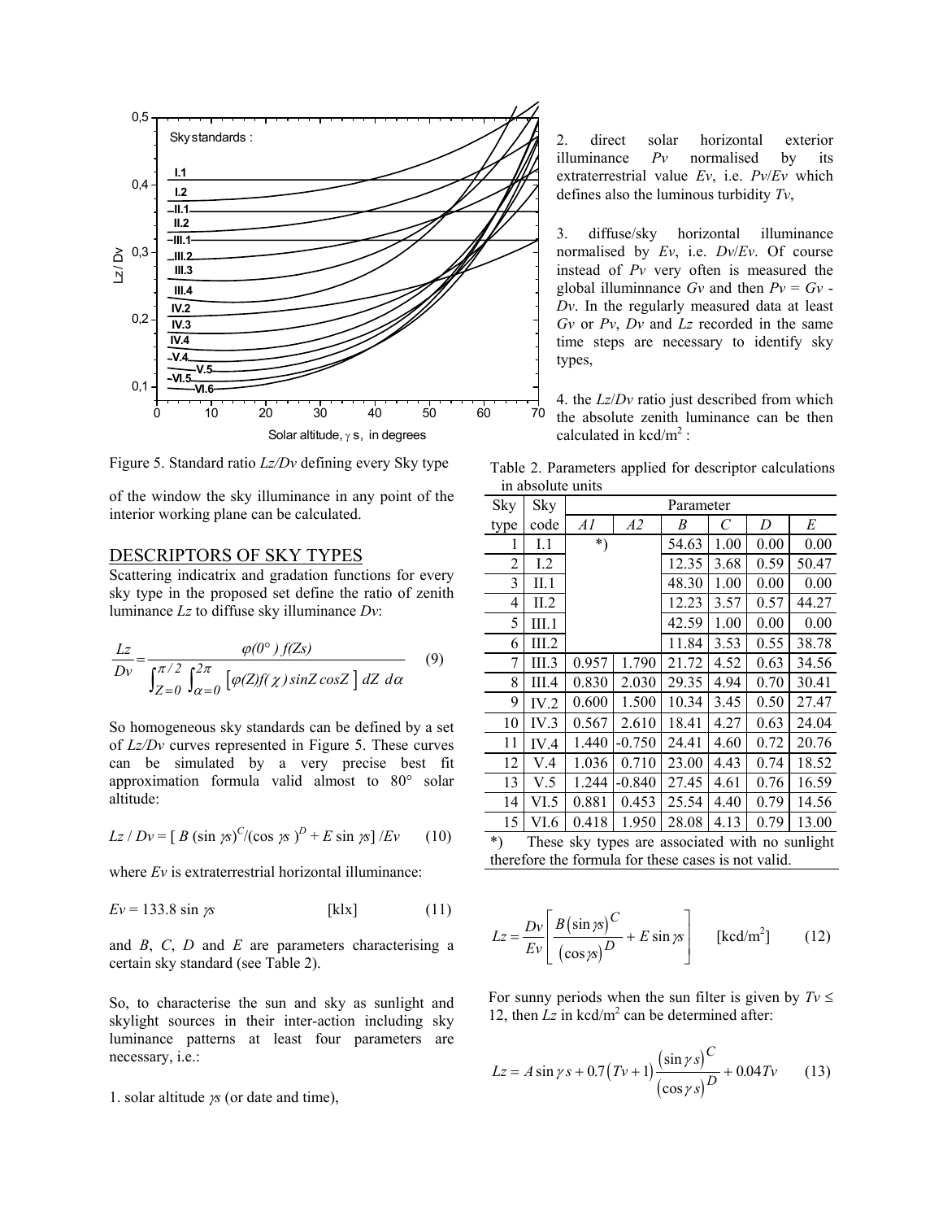Figure 5. Standard ratio $Lz/Dv$ defining every Sky type

of the window the sky illuminance in any point of the interior working plane can be calculated.

## DESCRIPTORS OF SKY TYPES

Scattering indicatrix and gradation functions for every sky type in the proposed set define the ratio of zenith luminance $Lz$ to diffuse sky illuminance $Dv$:

$$\frac{Lz}{Dv} = \frac{\varphi(0^\circ)\, f(Zs)}{\int_{Z=0}^{\pi/2}\int_{\alpha=0}^{2\pi}\left[\varphi(Z) f(\chi) \sin Z \cos Z\right] dZ\, d\alpha} \qquad (9)$$

So homogeneous sky standards can be defined by a set of $Lz/Dv$ curves represented in Figure 5. These curves can be simulated by a very precise best fit approximation formula valid almost to 80° solar altitude:

$$Lz / Dv = [\, B (\sin \gamma s)^C / (\cos \gamma s)^D + E \sin \gamma s] / Ev \qquad (10)$$

where $Ev$ is extraterrestrial horizontal illuminance:

$$Ev = 133.8 \sin \gamma s \qquad \text{[klx]} \qquad (11)$$

and $B$, $C$, $D$ and $E$ are parameters characterising a certain sky standard (see Table 2).

So, to characterise the sun and sky as sunlight and skylight sources in their inter-action including sky luminance patterns at least four parameters are necessary, i.e.:

1. solar altitude $\gamma s$ (or date and time),

2. direct solar horizontal exterior illuminance $Pv$ normalised by its extraterrestrial value $Ev$, i.e. $Pv/Ev$ which defines also the luminous turbidity $Tv$,

3. diffuse/sky horizontal illuminance normalised by $Ev$, i.e. $Dv/Ev$. Of course instead of $Pv$ very often is measured the global illuminnance $Gv$ and then $Pv = Gv - Dv$. In the regularly measured data at least $Gv$ or $Pv$, $Dv$ and $Lz$ recorded in the same time steps are necessary to identify sky types,

4. the $Lz/Dv$ ratio just described from which the absolute zenith luminance can be then calculated in kcd/m$^2$ :

Table 2. Parameters applied for descriptor calculations in absolute units

| Sky type | Sky code | Parameter | | | | | |
|---|---|---|---|---|---|---|---|
| | | *A1* | *A2* | *B* | *C* | *D* | *E* |
| 1 | I.1 | *) | | 54.63 | 1.00 | 0.00 | 0.00 |
| 2 | I.2 | | | 12.35 | 3.68 | 0.59 | 50.47 |
| 3 | II.1 | | | 48.30 | 1.00 | 0.00 | 0.00 |
| 4 | II.2 | | | 12.23 | 3.57 | 0.57 | 44.27 |
| 5 | III.1 | | | 42.59 | 1.00 | 0.00 | 0.00 |
| 6 | III.2 | | | 11.84 | 3.53 | 0.55 | 38.78 |
| 7 | III.3 | 0.957 | 1.790 | 21.72 | 4.52 | 0.63 | 34.56 |
| 8 | III.4 | 0.830 | 2.030 | 29.35 | 4.94 | 0.70 | 30.41 |
| 9 | IV.2 | 0.600 | 1.500 | 10.34 | 3.45 | 0.50 | 27.47 |
| 10 | IV.3 | 0.567 | 2.610 | 18.41 | 4.27 | 0.63 | 24.04 |
| 11 | IV.4 | 1.440 | -0.750 | 24.41 | 4.60 | 0.72 | 20.76 |
| 12 | V.4 | 1.036 | 0.710 | 23.00 | 4.43 | 0.74 | 18.52 |
| 13 | V.5 | 1.244 | -0.840 | 27.45 | 4.61 | 0.76 | 16.59 |
| 14 | VI.5 | 0.881 | 0.453 | 25.54 | 4.40 | 0.79 | 14.56 |
| 15 | VI.6 | 0.418 | 1.950 | 28.08 | 4.13 | 0.79 | 13.00 |

*) These sky types are associated with no sunlight therefore the formula for these cases is not valid.

$$Lz = \frac{Dv}{Ev}\left[\frac{B(\sin\gamma s)^C}{(\cos\gamma s)^D} + E \sin\gamma s\right] \qquad \text{[kcd/m}^2\text{]} \qquad (12)$$

For sunny periods when the sun filter is given by $Tv \leq 12$, then $Lz$ in kcd/m$^2$ can be determined after:

$$Lz = A \sin\gamma s + 0.7(Tv+1)\frac{(\sin\gamma s)^C}{(\cos\gamma s)^D} + 0.04 Tv \qquad (13)$$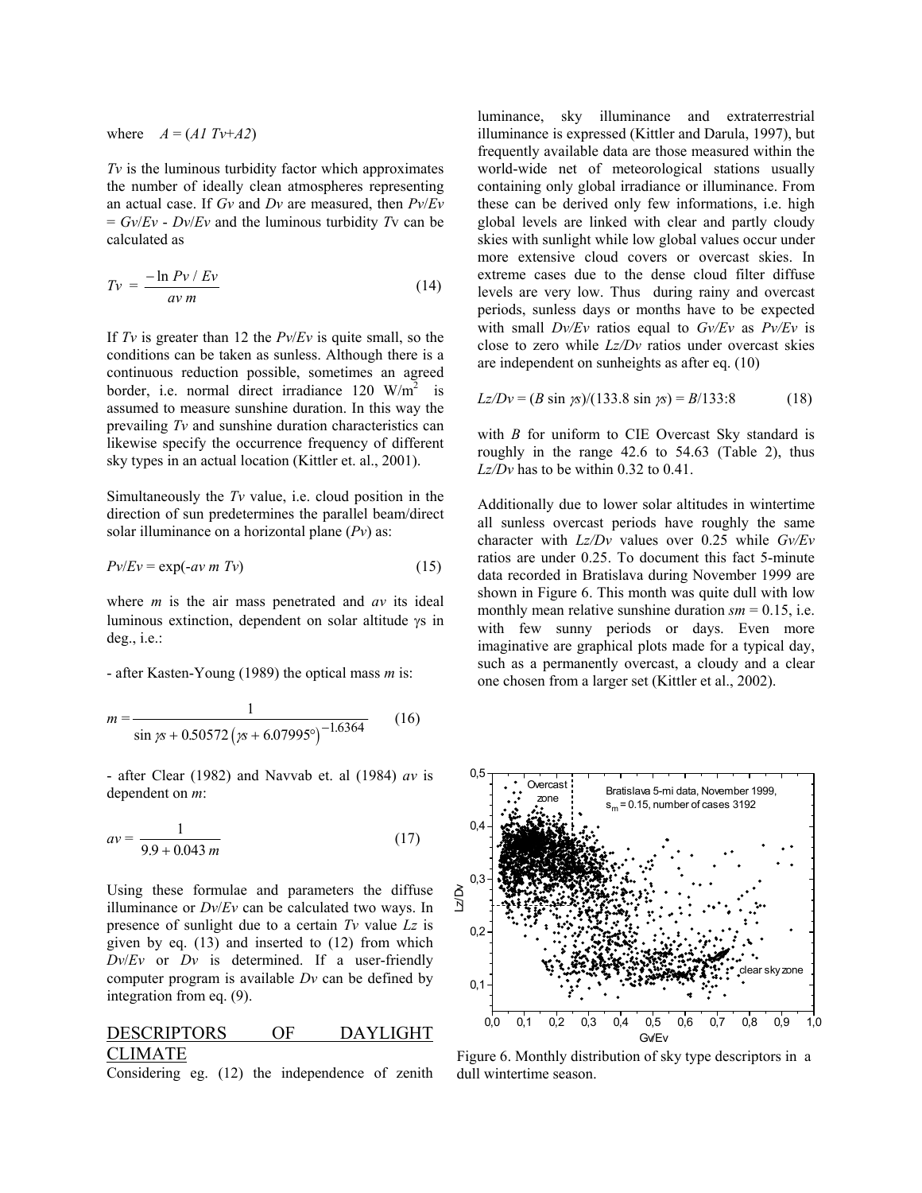where $A = (A1\ Tv + A2)$

$Tv$ is the luminous turbidity factor which approximates the number of ideally clean atmospheres representing an actual case. If $Gv$ and $Dv$ are measured, then $Pv/Ev = Gv/Ev - Dv/Ev$ and the luminous turbidity $Tv$ can be calculated as

$$Tv = \frac{-\ln Pv / Ev}{av\, m} \tag{14}$$

If $Tv$ is greater than 12 the $Pv/Ev$ is quite small, so the conditions can be taken as sunless. Although there is a continuous reduction possible, sometimes an agreed border, i.e. normal direct irradiance 120 $W/m^2$ is assumed to measure sunshine duration. In this way the prevailing $Tv$ and sunshine duration characteristics can likewise specify the occurrence frequency of different sky types in an actual location (Kittler et. al., 2001).

Simultaneously the $Tv$ value, i.e. cloud position in the direction of sun predetermines the parallel beam/direct solar illuminance on a horizontal plane ($Pv$) as:

$$Pv/Ev = \exp(-av\ m\ Tv) \tag{15}$$

where $m$ is the air mass penetrated and $av$ its ideal luminous extinction, dependent on solar altitude $\gamma s$ in deg., i.e.:

- after Kasten-Young (1989) the optical mass $m$ is:

$$m = \frac{1}{\sin \gamma s + 0.50572\left(\gamma s + 6.07995°\right)^{-1.6364}} \tag{16}$$

- after Clear (1982) and Navvab et. al (1984) $av$ is dependent on $m$:

$$av = \frac{1}{9.9 + 0.043\, m} \tag{17}$$

Using these formulae and parameters the diffuse illuminance or $Dv/Ev$ can be calculated two ways. In presence of sunlight due to a certain $Tv$ value $Lz$ is given by eq. (13) and inserted to (12) from which $Dv/Ev$ or $Dv$ is determined. If a user-friendly computer program is available $Dv$ can be defined by integration from eq. (9).

## DESCRIPTORS OF DAYLIGHT CLIMATE

Considering eg. (12) the independence of zenith luminance, sky illuminance and extraterrestrial illuminance is expressed (Kittler and Darula, 1997), but frequently available data are those measured within the world-wide net of meteorological stations usually containing only global irradiance or illuminance. From these can be derived only few informations, i.e. high global levels are linked with clear and partly cloudy skies with sunlight while low global values occur under more extensive cloud covers or overcast skies. In extreme cases due to the dense cloud filter diffuse levels are very low. Thus during rainy and overcast periods, sunless days or months have to be expected with small $Dv/Ev$ ratios equal to $Gv/Ev$ as $Pv/Ev$ is close to zero while $Lz/Dv$ ratios under overcast skies are independent on sunheights as after eq. (10)

$$Lz/Dv = (B \sin \gamma s)/(133.8 \sin \gamma s) = B/133{:}8 \tag{18}$$

with $B$ for uniform to CIE Overcast Sky standard is roughly in the range 42.6 to 54.63 (Table 2), thus $Lz/Dv$ has to be within 0.32 to 0.41.

Additionally due to lower solar altitudes in wintertime all sunless overcast periods have roughly the same character with $Lz/Dv$ values over 0.25 while $Gv/Ev$ ratios are under 0.25. To document this fact 5-minute data recorded in Bratislava during November 1999 are shown in Figure 6. This month was quite dull with low monthly mean relative sunshine duration $sm = 0.15$, i.e. with few sunny periods or days. Even more imaginative are graphical plots made for a typical day, such as a permanently overcast, a cloudy and a clear one chosen from a larger set (Kittler et al., 2002).

Figure 6. Monthly distribution of sky type descriptors in a dull wintertime season.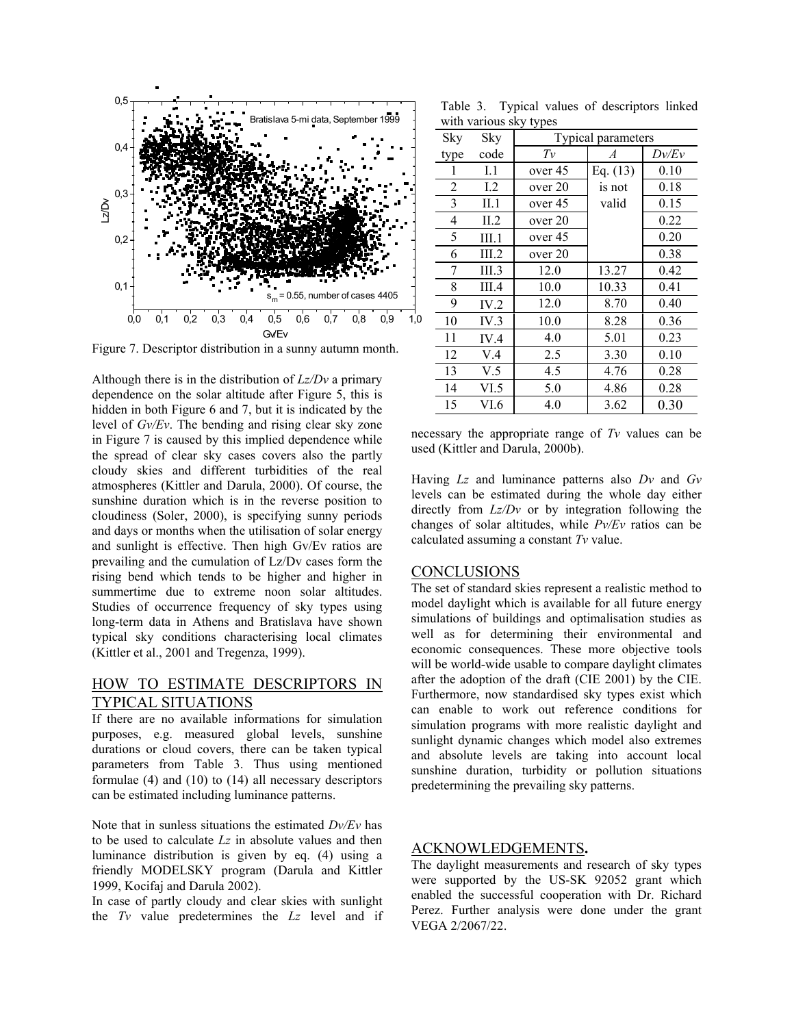Figure 7. Descriptor distribution in a sunny autumn month.

Although there is in the distribution of $Lz/Dv$ a primary dependence on the solar altitude after Figure 5, this is hidden in both Figure 6 and 7, but it is indicated by the level of $Gv/Ev$. The bending and rising clear sky zone in Figure 7 is caused by this implied dependence while the spread of clear sky cases covers also the partly cloudy skies and different turbidities of the real atmospheres (Kittler and Darula, 2000). Of course, the sunshine duration which is in the reverse position to cloudiness (Soler, 2000), is specifying sunny periods and days or months when the utilisation of solar energy and sunlight is effective. Then high Gv/Ev ratios are prevailing and the cumulation of Lz/Dv cases form the rising bend which tends to be higher and higher in summertime due to extreme noon solar altitudes. Studies of occurrence frequency of sky types using long-term data in Athens and Bratislava have shown typical sky conditions characterising local climates (Kittler et al., 2001 and Tregenza, 1999).

## HOW TO ESTIMATE DESCRIPTORS IN TYPICAL SITUATIONS

If there are no available informations for simulation purposes, e.g. measured global levels, sunshine durations or cloud covers, there can be taken typical parameters from Table 3. Thus using mentioned formulae (4) and (10) to (14) all necessary descriptors can be estimated including luminance patterns.

Note that in sunless situations the estimated $Dv/Ev$ has to be used to calculate $Lz$ in absolute values and then luminance distribution is given by eq. (4) using a friendly MODELSKY program (Darula and Kittler 1999, Kocifaj and Darula 2002).

In case of partly cloudy and clear skies with sunlight the $Tv$ value predetermines the $Lz$ level and if necessary the appropriate range of $Tv$ values can be used (Kittler and Darula, 2000b).

Table 3. Typical values of descriptors linked with various sky types

| Sky type | Sky code | Typical parameters | | |
|---|---|---|---|---|
| | | $Tv$ | $A$ | $Dv/Ev$ |
| 1 | I.1 | over 45 | Eq. (13) is not valid | 0.10 |
| 2 | I.2 | over 20 | | 0.18 |
| 3 | II.1 | over 45 | | 0.15 |
| 4 | II.2 | over 20 | | 0.22 |
| 5 | III.1 | over 45 | | 0.20 |
| 6 | III.2 | over 20 | | 0.38 |
| 7 | III.3 | 12.0 | 13.27 | 0.42 |
| 8 | III.4 | 10.0 | 10.33 | 0.41 |
| 9 | IV.2 | 12.0 | 8.70 | 0.40 |
| 10 | IV.3 | 10.0 | 8.28 | 0.36 |
| 11 | IV.4 | 4.0 | 5.01 | 0.23 |
| 12 | V.4 | 2.5 | 3.30 | 0.10 |
| 13 | V.5 | 4.5 | 4.76 | 0.28 |
| 14 | VI.5 | 5.0 | 4.86 | 0.28 |
| 15 | VI.6 | 4.0 | 3.62 | 0.30 |

Having $Lz$ and luminance patterns also $Dv$ and $Gv$ levels can be estimated during the whole day either directly from $Lz/Dv$ or by integration following the changes of solar altitudes, while $Pv/Ev$ ratios can be calculated assuming a constant $Tv$ value.

## CONCLUSIONS

The set of standard skies represent a realistic method to model daylight which is available for all future energy simulations of buildings and optimalisation studies as well as for determining their environmental and economic consequences. These more objective tools will be world-wide usable to compare daylight climates after the adoption of the draft (CIE 2001) by the CIE. Furthermore, now standardised sky types exist which can enable to work out reference conditions for simulation programs with more realistic daylight and sunlight dynamic changes which model also extremes and absolute levels are taking into account local sunshine duration, turbidity or pollution situations predetermining the prevailing sky patterns.

## ACKNOWLEDGEMENTS.

The daylight measurements and research of sky types were supported by the US-SK 92052 grant which enabled the successful cooperation with Dr. Richard Perez. Further analysis were done under the grant VEGA 2/2067/22.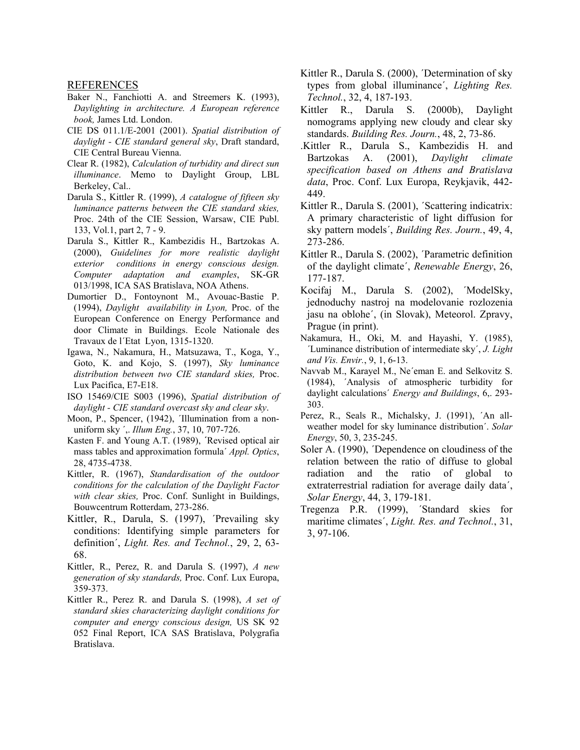## REFERENCES

Baker N., Fanchiotti A. and Streemers K. (1993), *Daylighting in architecture. A European reference book,* James Ltd. London.

CIE DS 011.1/E-2001 (2001). *Spatial distribution of daylight - CIE standard general sky*, Draft standard, CIE Central Bureau Vienna.

Clear R. (1982), *Calculation of turbidity and direct sun illuminance*. Memo to Daylight Group, LBL Berkeley, Cal..

Darula S., Kittler R. (1999), *A catalogue of fifteen sky luminance patterns between the CIE standard skies,* Proc. 24th of the CIE Session, Warsaw, CIE Publ. 133, Vol.1, part 2, 7 - 9.

Darula S., Kittler R., Kambezidis H., Bartzokas A. (2000), *Guidelines for more realistic daylight exterior conditions in energy conscious design. Computer adaptation and examples*, SK-GR 013/1998, ICA SAS Bratislava, NOA Athens.

Dumortier D., Fontoynont M., Avouac-Bastie P. (1994), *Daylight availability in Lyon,* Proc. of the European Conference on Energy Performance and door Climate in Buildings. Ecole Nationale des Travaux de l´Etat Lyon, 1315-1320.

Igawa, N., Nakamura, H., Matsuzawa, T., Koga, Y., Goto, K. and Kojo, S. (1997), *Sky luminance distribution between two CIE standard skies,* Proc. Lux Pacifica, E7-E18.

ISO 15469/CIE S003 (1996), *Spatial distribution of daylight - CIE standard overcast sky and clear sky*.

Moon, P., Spencer, (1942), ´Illumination from a non-uniform sky ´,. *Illum Eng.*, 37, 10, 707-726.

Kasten F. and Young A.T. (1989), ´Revised optical air mass tables and approximation formula´ *Appl. Optics*, 28, 4735-4738.

Kittler, R. (1967), *Standardisation of the outdoor conditions for the calculation of the Daylight Factor with clear skies,* Proc. Conf. Sunlight in Buildings, Bouwcentrum Rotterdam, 273-286.

Kittler, R., Darula, S. (1997), ´Prevailing sky conditions: Identifying simple parameters for definition´, *Light. Res. and Technol.*, 29, 2, 63-68.

Kittler, R., Perez, R. and Darula S. (1997), *A new generation of sky standards,* Proc. Conf. Lux Europa, 359-373.

Kittler R., Perez R. and Darula S. (1998), *A set of standard skies characterizing daylight conditions for computer and energy conscious design,* US SK 92 052 Final Report, ICA SAS Bratislava, Polygrafia Bratislava.

Kittler R., Darula S. (2000), ´Determination of sky types from global illuminance´, *Lighting Res. Technol.*, 32, 4, 187-193.

Kittler R., Darula S. (2000b), Daylight nomograms applying new cloudy and clear sky standards. *Building Res. Journ.*, 48, 2, 73-86.

.Kittler R., Darula S., Kambezidis H. and Bartzokas A. (2001), *Daylight climate specification based on Athens and Bratislava data*, Proc. Conf. Lux Europa, Reykjavik, 442-449.

Kittler R., Darula S. (2001), ´Scattering indicatrix: A primary characteristic of light diffusion for sky pattern models´, *Building Res. Journ.*, 49, 4, 273-286.

Kittler R., Darula S. (2002), ´Parametric definition of the daylight climate´, *Renewable Energy*, 26, 177-187.

Kocifaj M., Darula S. (2002), ´ModelSky, jednoduchy nastroj na modelovanie rozlozenia jasu na oblohe´, (in Slovak), Meteorol. Zpravy, Prague (in print).

Nakamura, H., Oki, M. and Hayashi, Y. (1985), ´Luminance distribution of intermediate sky´, *J. Light and Vis. Envir.*, 9, 1, 6-13.

Navvab M., Karayel M., Ne´eman E. and Selkovitz S. (1984), ´Analysis of atmospheric turbidity for daylight calculations´ *Energy and Buildings*, 6,. 293-303.

Perez, R., Seals R., Michalsky, J. (1991), ´An all-weather model for sky luminance distribution´. *Solar Energy*, 50, 3, 235-245.

Soler A. (1990), ´Dependence on cloudiness of the relation between the ratio of diffuse to global radiation and the ratio of global to extraterrestrial radiation for average daily data´, *Solar Energy*, 44, 3, 179-181.

Tregenza P.R. (1999), ´Standard skies for maritime climates´, *Light. Res. and Technol.*, 31, 3, 97-106.